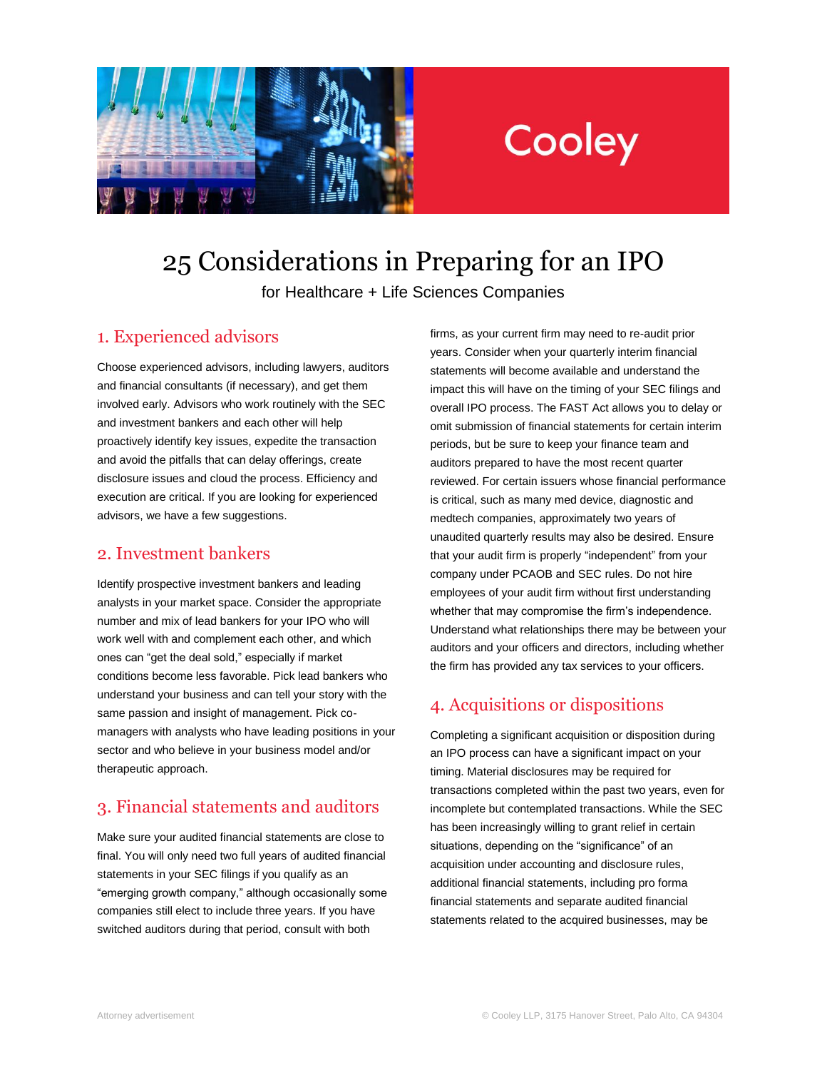# 25 Considerations in Preparing for an IPO

for Healthcare + Life Sciences Companies

## 1. Experienced advisors

Choose experienced advisors, including lawyers, auditors and financial consultants (if necessary), and get them involved early. Advisors who work routinely with the SEC and investment bankers and each other will help proactively identify key issues, expedite the transaction and avoid the pitfalls that can delay offerings, create disclosure issues and cloud the process. Efficiency and execution are critical. If you are looking for experienced advisors, we have a few suggestions.

## 2. Investment bankers

Identify prospective investment bankers and leading analysts in your market space. Consider the appropriate number and mix of lead bankers for your IPO who will work well with and complement each other, and which ones can "get the deal sold," especially if market conditions become less favorable. Pick lead bankers who understand your business and can tell your story with the same passion and insight of management. Pick co-managers with analysts who have leading positions in your sector and who believe in your business model and/or therapeutic approach.

## 3. Financial statements and auditors

Make sure your audited financial statements are close to final. You will only need two full years of audited financial statements in your SEC filings if you qualify as an "emerging growth company," although occasionally some companies still elect to include three years. If you have switched auditors during that period, consult with both firms, as your current firm may need to re-audit prior years. Consider when your quarterly interim financial statements will become available and understand the impact this will have on the timing of your SEC filings and overall IPO process. The FAST Act allows you to delay or omit submission of financial statements for certain interim periods, but be sure to keep your finance team and auditors prepared to have the most recent quarter reviewed. For certain issuers whose financial performance is critical, such as many med device, diagnostic and medtech companies, approximately two years of unaudited quarterly results may also be desired. Ensure that your audit firm is properly "independent" from your company under PCAOB and SEC rules. Do not hire employees of your audit firm without first understanding whether that may compromise the firm's independence. Understand what relationships there may be between your auditors and your officers and directors, including whether the firm has provided any tax services to your officers.

## 4. Acquisitions or dispositions

Completing a significant acquisition or disposition during an IPO process can have a significant impact on your timing. Material disclosures may be required for transactions completed within the past two years, even for incomplete but contemplated transactions. While the SEC has been increasingly willing to grant relief in certain situations, depending on the "significance" of an acquisition under accounting and disclosure rules, additional financial statements, including pro forma financial statements and separate audited financial statements related to the acquired businesses, may be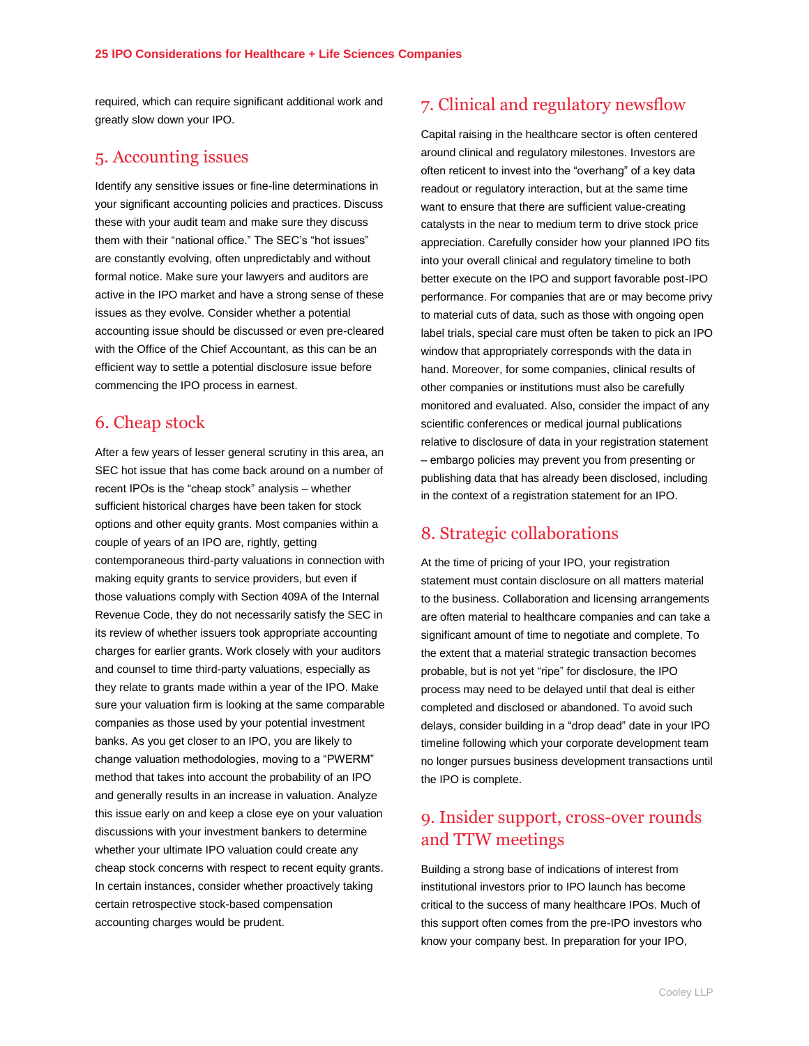required, which can require significant additional work and greatly slow down your IPO.

## 5. Accounting issues

Identify any sensitive issues or fine-line determinations in your significant accounting policies and practices. Discuss these with your audit team and make sure they discuss them with their "national office." The SEC's "hot issues" are constantly evolving, often unpredictably and without formal notice. Make sure your lawyers and auditors are active in the IPO market and have a strong sense of these issues as they evolve. Consider whether a potential accounting issue should be discussed or even pre-cleared with the Office of the Chief Accountant, as this can be an efficient way to settle a potential disclosure issue before commencing the IPO process in earnest.

## 6. Cheap stock

After a few years of lesser general scrutiny in this area, an SEC hot issue that has come back around on a number of recent IPOs is the "cheap stock" analysis – whether sufficient historical charges have been taken for stock options and other equity grants. Most companies within a couple of years of an IPO are, rightly, getting contemporaneous third-party valuations in connection with making equity grants to service providers, but even if those valuations comply with Section 409A of the Internal Revenue Code, they do not necessarily satisfy the SEC in its review of whether issuers took appropriate accounting charges for earlier grants. Work closely with your auditors and counsel to time third-party valuations, especially as they relate to grants made within a year of the IPO. Make sure your valuation firm is looking at the same comparable companies as those used by your potential investment banks. As you get closer to an IPO, you are likely to change valuation methodologies, moving to a "PWERM" method that takes into account the probability of an IPO and generally results in an increase in valuation. Analyze this issue early on and keep a close eye on your valuation discussions with your investment bankers to determine whether your ultimate IPO valuation could create any cheap stock concerns with respect to recent equity grants. In certain instances, consider whether proactively taking certain retrospective stock-based compensation accounting charges would be prudent.

## 7. Clinical and regulatory newsflow

Capital raising in the healthcare sector is often centered around clinical and regulatory milestones. Investors are often reticent to invest into the "overhang" of a key data readout or regulatory interaction, but at the same time want to ensure that there are sufficient value-creating catalysts in the near to medium term to drive stock price appreciation. Carefully consider how your planned IPO fits into your overall clinical and regulatory timeline to both better execute on the IPO and support favorable post-IPO performance. For companies that are or may become privy to material cuts of data, such as those with ongoing open label trials, special care must often be taken to pick an IPO window that appropriately corresponds with the data in hand. Moreover, for some companies, clinical results of other companies or institutions must also be carefully monitored and evaluated. Also, consider the impact of any scientific conferences or medical journal publications relative to disclosure of data in your registration statement – embargo policies may prevent you from presenting or publishing data that has already been disclosed, including in the context of a registration statement for an IPO.

## 8. Strategic collaborations

At the time of pricing of your IPO, your registration statement must contain disclosure on all matters material to the business. Collaboration and licensing arrangements are often material to healthcare companies and can take a significant amount of time to negotiate and complete. To the extent that a material strategic transaction becomes probable, but is not yet "ripe" for disclosure, the IPO process may need to be delayed until that deal is either completed and disclosed or abandoned. To avoid such delays, consider building in a "drop dead" date in your IPO timeline following which your corporate development team no longer pursues business development transactions until the IPO is complete.

## 9. Insider support, cross-over rounds and TTW meetings

Building a strong base of indications of interest from institutional investors prior to IPO launch has become critical to the success of many healthcare IPOs. Much of this support often comes from the pre-IPO investors who know your company best. In preparation for your IPO,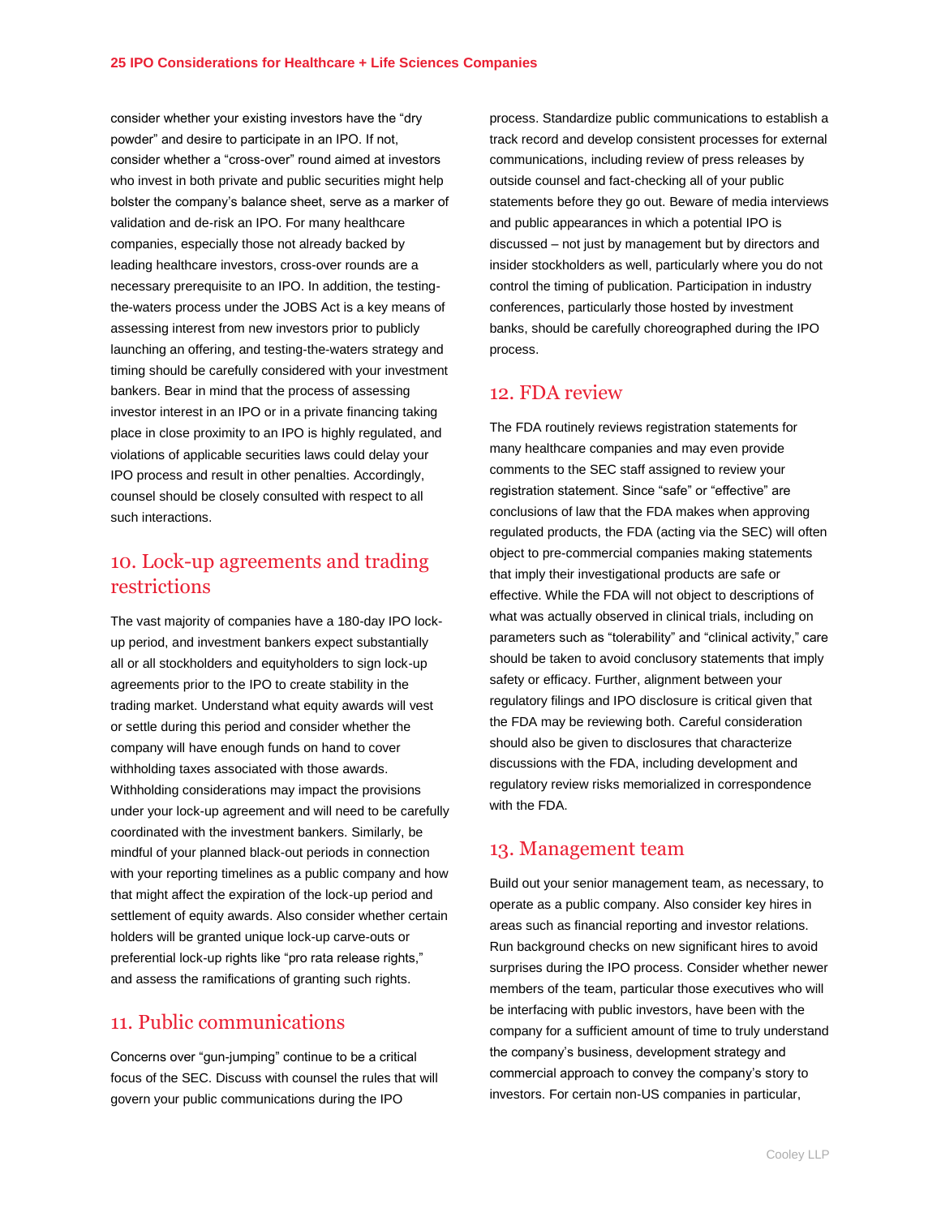consider whether your existing investors have the "dry powder" and desire to participate in an IPO. If not, consider whether a "cross-over" round aimed at investors who invest in both private and public securities might help bolster the company's balance sheet, serve as a marker of validation and de-risk an IPO. For many healthcare companies, especially those not already backed by leading healthcare investors, cross-over rounds are a necessary prerequisite to an IPO. In addition, the testing-the-waters process under the JOBS Act is a key means of assessing interest from new investors prior to publicly launching an offering, and testing-the-waters strategy and timing should be carefully considered with your investment bankers. Bear in mind that the process of assessing investor interest in an IPO or in a private financing taking place in close proximity to an IPO is highly regulated, and violations of applicable securities laws could delay your IPO process and result in other penalties. Accordingly, counsel should be closely consulted with respect to all such interactions.

## 10. Lock-up agreements and trading restrictions

The vast majority of companies have a 180-day IPO lock-up period, and investment bankers expect substantially all or all stockholders and equityholders to sign lock-up agreements prior to the IPO to create stability in the trading market. Understand what equity awards will vest or settle during this period and consider whether the company will have enough funds on hand to cover withholding taxes associated with those awards. Withholding considerations may impact the provisions under your lock-up agreement and will need to be carefully coordinated with the investment bankers. Similarly, be mindful of your planned black-out periods in connection with your reporting timelines as a public company and how that might affect the expiration of the lock-up period and settlement of equity awards. Also consider whether certain holders will be granted unique lock-up carve-outs or preferential lock-up rights like "pro rata release rights," and assess the ramifications of granting such rights.

## 11. Public communications

Concerns over "gun-jumping" continue to be a critical focus of the SEC. Discuss with counsel the rules that will govern your public communications during the IPO process. Standardize public communications to establish a track record and develop consistent processes for external communications, including review of press releases by outside counsel and fact-checking all of your public statements before they go out. Beware of media interviews and public appearances in which a potential IPO is discussed – not just by management but by directors and insider stockholders as well, particularly where you do not control the timing of publication. Participation in industry conferences, particularly those hosted by investment banks, should be carefully choreographed during the IPO process.

## 12. FDA review

The FDA routinely reviews registration statements for many healthcare companies and may even provide comments to the SEC staff assigned to review your registration statement. Since "safe" or "effective" are conclusions of law that the FDA makes when approving regulated products, the FDA (acting via the SEC) will often object to pre-commercial companies making statements that imply their investigational products are safe or effective. While the FDA will not object to descriptions of what was actually observed in clinical trials, including on parameters such as "tolerability" and "clinical activity," care should be taken to avoid conclusory statements that imply safety or efficacy. Further, alignment between your regulatory filings and IPO disclosure is critical given that the FDA may be reviewing both. Careful consideration should also be given to disclosures that characterize discussions with the FDA, including development and regulatory review risks memorialized in correspondence with the FDA.

## 13. Management team

Build out your senior management team, as necessary, to operate as a public company. Also consider key hires in areas such as financial reporting and investor relations. Run background checks on new significant hires to avoid surprises during the IPO process. Consider whether newer members of the team, particular those executives who will be interfacing with public investors, have been with the company for a sufficient amount of time to truly understand the company's business, development strategy and commercial approach to convey the company's story to investors. For certain non-US companies in particular,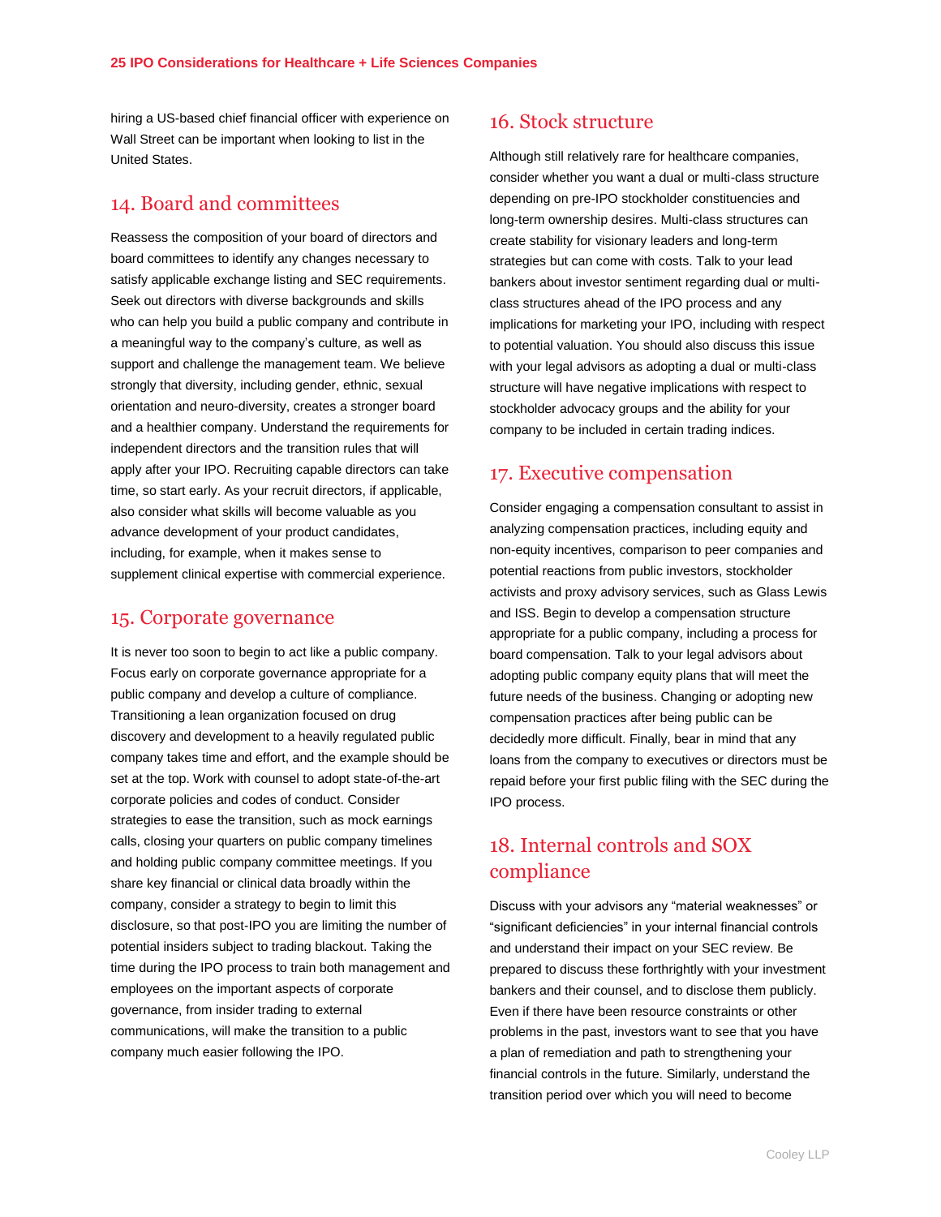hiring a US-based chief financial officer with experience on Wall Street can be important when looking to list in the United States.

## 14. Board and committees

Reassess the composition of your board of directors and board committees to identify any changes necessary to satisfy applicable exchange listing and SEC requirements. Seek out directors with diverse backgrounds and skills who can help you build a public company and contribute in a meaningful way to the company's culture, as well as support and challenge the management team. We believe strongly that diversity, including gender, ethnic, sexual orientation and neuro-diversity, creates a stronger board and a healthier company. Understand the requirements for independent directors and the transition rules that will apply after your IPO. Recruiting capable directors can take time, so start early. As your recruit directors, if applicable, also consider what skills will become valuable as you advance development of your product candidates, including, for example, when it makes sense to supplement clinical expertise with commercial experience.

## 15. Corporate governance

It is never too soon to begin to act like a public company. Focus early on corporate governance appropriate for a public company and develop a culture of compliance. Transitioning a lean organization focused on drug discovery and development to a heavily regulated public company takes time and effort, and the example should be set at the top. Work with counsel to adopt state-of-the-art corporate policies and codes of conduct. Consider strategies to ease the transition, such as mock earnings calls, closing your quarters on public company timelines and holding public company committee meetings. If you share key financial or clinical data broadly within the company, consider a strategy to begin to limit this disclosure, so that post-IPO you are limiting the number of potential insiders subject to trading blackout. Taking the time during the IPO process to train both management and employees on the important aspects of corporate governance, from insider trading to external communications, will make the transition to a public company much easier following the IPO.

## 16. Stock structure

Although still relatively rare for healthcare companies, consider whether you want a dual or multi-class structure depending on pre-IPO stockholder constituencies and long-term ownership desires. Multi-class structures can create stability for visionary leaders and long-term strategies but can come with costs. Talk to your lead bankers about investor sentiment regarding dual or multi-class structures ahead of the IPO process and any implications for marketing your IPO, including with respect to potential valuation. You should also discuss this issue with your legal advisors as adopting a dual or multi-class structure will have negative implications with respect to stockholder advocacy groups and the ability for your company to be included in certain trading indices.

## 17. Executive compensation

Consider engaging a compensation consultant to assist in analyzing compensation practices, including equity and non-equity incentives, comparison to peer companies and potential reactions from public investors, stockholder activists and proxy advisory services, such as Glass Lewis and ISS. Begin to develop a compensation structure appropriate for a public company, including a process for board compensation. Talk to your legal advisors about adopting public company equity plans that will meet the future needs of the business. Changing or adopting new compensation practices after being public can be decidedly more difficult. Finally, bear in mind that any loans from the company to executives or directors must be repaid before your first public filing with the SEC during the IPO process.

## 18. Internal controls and SOX compliance

Discuss with your advisors any "material weaknesses" or "significant deficiencies" in your internal financial controls and understand their impact on your SEC review. Be prepared to discuss these forthrightly with your investment bankers and their counsel, and to disclose them publicly. Even if there have been resource constraints or other problems in the past, investors want to see that you have a plan of remediation and path to strengthening your financial controls in the future. Similarly, understand the transition period over which you will need to become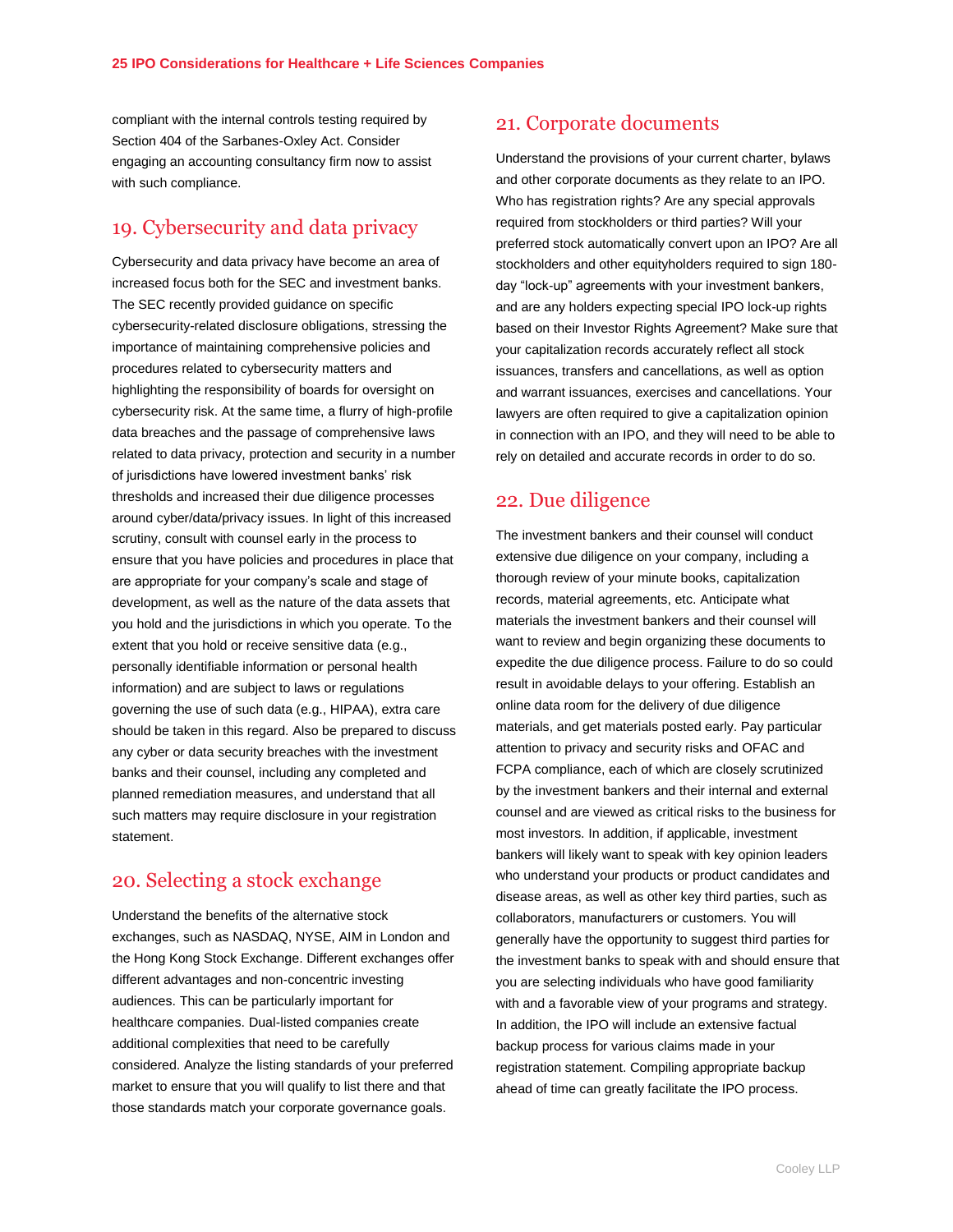compliant with the internal controls testing required by Section 404 of the Sarbanes-Oxley Act. Consider engaging an accounting consultancy firm now to assist with such compliance.

## 19. Cybersecurity and data privacy

Cybersecurity and data privacy have become an area of increased focus both for the SEC and investment banks. The SEC recently provided guidance on specific cybersecurity-related disclosure obligations, stressing the importance of maintaining comprehensive policies and procedures related to cybersecurity matters and highlighting the responsibility of boards for oversight on cybersecurity risk. At the same time, a flurry of high-profile data breaches and the passage of comprehensive laws related to data privacy, protection and security in a number of jurisdictions have lowered investment banks' risk thresholds and increased their due diligence processes around cyber/data/privacy issues. In light of this increased scrutiny, consult with counsel early in the process to ensure that you have policies and procedures in place that are appropriate for your company's scale and stage of development, as well as the nature of the data assets that you hold and the jurisdictions in which you operate. To the extent that you hold or receive sensitive data (e.g., personally identifiable information or personal health information) and are subject to laws or regulations governing the use of such data (e.g., HIPAA), extra care should be taken in this regard. Also be prepared to discuss any cyber or data security breaches with the investment banks and their counsel, including any completed and planned remediation measures, and understand that all such matters may require disclosure in your registration statement.

## 20. Selecting a stock exchange

Understand the benefits of the alternative stock exchanges, such as NASDAQ, NYSE, AIM in London and the Hong Kong Stock Exchange. Different exchanges offer different advantages and non-concentric investing audiences. This can be particularly important for healthcare companies. Dual-listed companies create additional complexities that need to be carefully considered. Analyze the listing standards of your preferred market to ensure that you will qualify to list there and that those standards match your corporate governance goals.

## 21. Corporate documents

Understand the provisions of your current charter, bylaws and other corporate documents as they relate to an IPO. Who has registration rights? Are any special approvals required from stockholders or third parties? Will your preferred stock automatically convert upon an IPO? Are all stockholders and other equityholders required to sign 180-day "lock-up" agreements with your investment bankers, and are any holders expecting special IPO lock-up rights based on their Investor Rights Agreement? Make sure that your capitalization records accurately reflect all stock issuances, transfers and cancellations, as well as option and warrant issuances, exercises and cancellations. Your lawyers are often required to give a capitalization opinion in connection with an IPO, and they will need to be able to rely on detailed and accurate records in order to do so.

## 22. Due diligence

The investment bankers and their counsel will conduct extensive due diligence on your company, including a thorough review of your minute books, capitalization records, material agreements, etc. Anticipate what materials the investment bankers and their counsel will want to review and begin organizing these documents to expedite the due diligence process. Failure to do so could result in avoidable delays to your offering. Establish an online data room for the delivery of due diligence materials, and get materials posted early. Pay particular attention to privacy and security risks and OFAC and FCPA compliance, each of which are closely scrutinized by the investment bankers and their internal and external counsel and are viewed as critical risks to the business for most investors. In addition, if applicable, investment bankers will likely want to speak with key opinion leaders who understand your products or product candidates and disease areas, as well as other key third parties, such as collaborators, manufacturers or customers. You will generally have the opportunity to suggest third parties for the investment banks to speak with and should ensure that you are selecting individuals who have good familiarity with and a favorable view of your programs and strategy. In addition, the IPO will include an extensive factual backup process for various claims made in your registration statement. Compiling appropriate backup ahead of time can greatly facilitate the IPO process.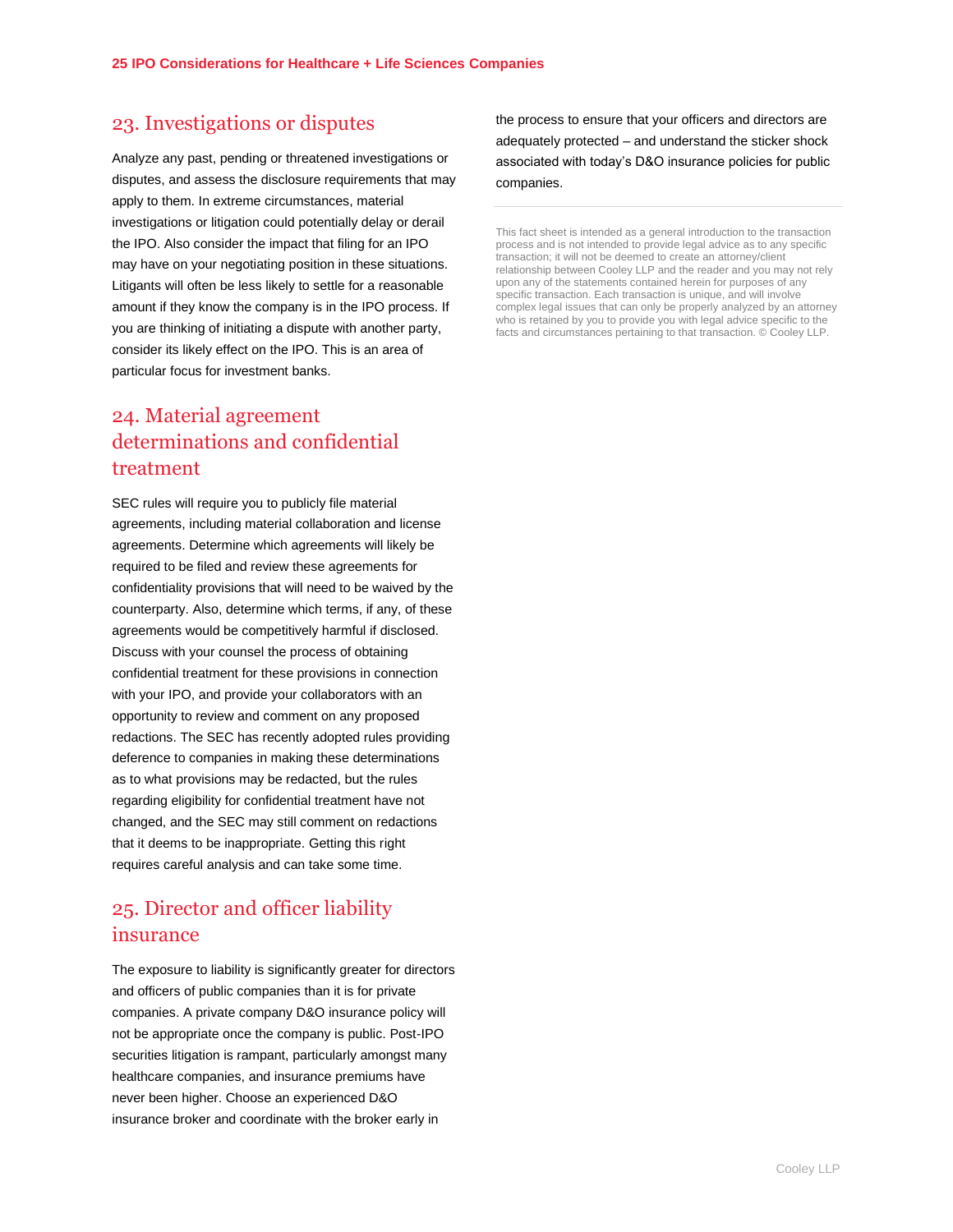## 23. Investigations or disputes

Analyze any past, pending or threatened investigations or disputes, and assess the disclosure requirements that may apply to them. In extreme circumstances, material investigations or litigation could potentially delay or derail the IPO. Also consider the impact that filing for an IPO may have on your negotiating position in these situations. Litigants will often be less likely to settle for a reasonable amount if they know the company is in the IPO process. If you are thinking of initiating a dispute with another party, consider its likely effect on the IPO. This is an area of particular focus for investment banks.

## 24. Material agreement determinations and confidential treatment

SEC rules will require you to publicly file material agreements, including material collaboration and license agreements. Determine which agreements will likely be required to be filed and review these agreements for confidentiality provisions that will need to be waived by the counterparty. Also, determine which terms, if any, of these agreements would be competitively harmful if disclosed. Discuss with your counsel the process of obtaining confidential treatment for these provisions in connection with your IPO, and provide your collaborators with an opportunity to review and comment on any proposed redactions. The SEC has recently adopted rules providing deference to companies in making these determinations as to what provisions may be redacted, but the rules regarding eligibility for confidential treatment have not changed, and the SEC may still comment on redactions that it deems to be inappropriate. Getting this right requires careful analysis and can take some time.

## 25. Director and officer liability insurance

The exposure to liability is significantly greater for directors and officers of public companies than it is for private companies. A private company D&O insurance policy will not be appropriate once the company is public. Post-IPO securities litigation is rampant, particularly amongst many healthcare companies, and insurance premiums have never been higher. Choose an experienced D&O insurance broker and coordinate with the broker early in the process to ensure that your officers and directors are adequately protected – and understand the sticker shock associated with today's D&O insurance policies for public companies.

---

This fact sheet is intended as a general introduction to the transaction process and is not intended to provide legal advice as to any specific transaction; it will not be deemed to create an attorney/client relationship between Cooley LLP and the reader and you may not rely upon any of the statements contained herein for purposes of any specific transaction. Each transaction is unique, and will involve complex legal issues that can only be properly analyzed by an attorney who is retained by you to provide you with legal advice specific to the facts and circumstances pertaining to that transaction. © Cooley LLP.